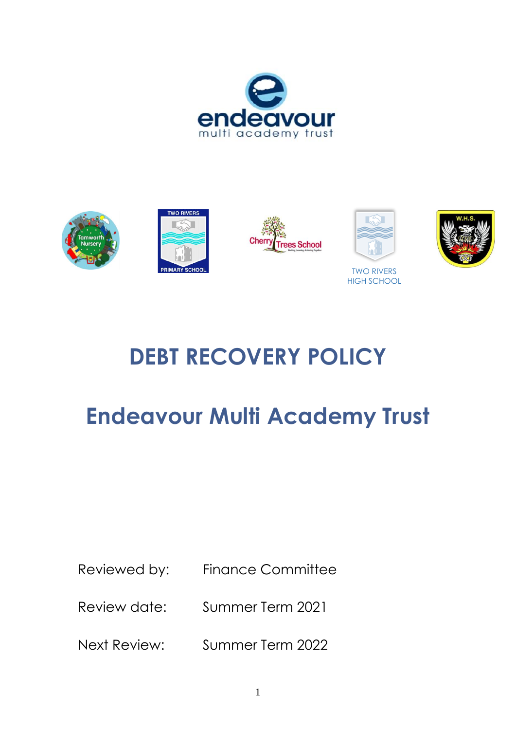# DEBT RECOVERY POLICY

# Endeavour Multi Academy Trust

Reviewed by: Finance Committee

Review date: Summer Term 2021

Next Review: Summer Term 2022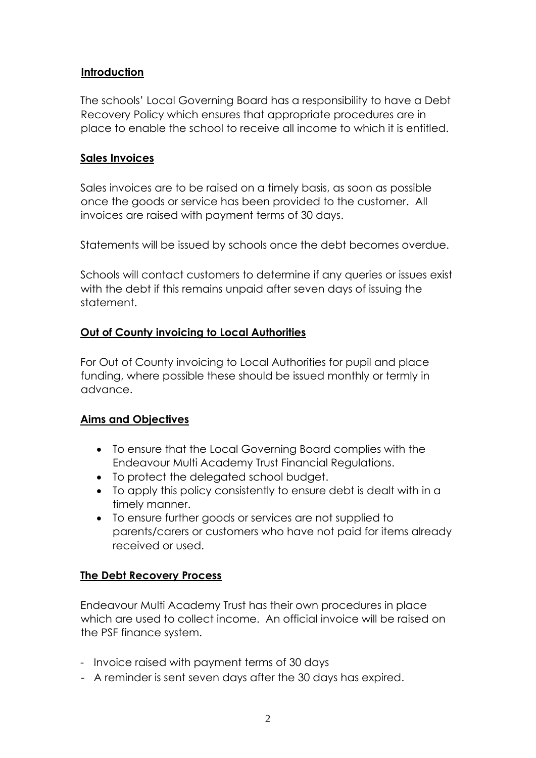## Introduction

The schools' Local Governing Board has a responsibility to have a Debt Recovery Policy which ensures that appropriate procedures are in place to enable the school to receive all income to which it is entitled.

## Sales Invoices

Sales invoices are to be raised on a timely basis, as soon as possible once the goods or service has been provided to the customer. All invoices are raised with payment terms of 30 days.

Statements will be issued by schools once the debt becomes overdue.

Schools will contact customers to determine if any queries or issues exist with the debt if this remains unpaid after seven days of issuing the statement.

## Out of County invoicing to Local Authorities

For Out of County invoicing to Local Authorities for pupil and place funding, where possible these should be issued monthly or termly in advance.

## Aims and Objectives

- To ensure that the Local Governing Board complies with the Endeavour Multi Academy Trust Financial Regulations.
- To protect the delegated school budget.
- To apply this policy consistently to ensure debt is dealt with in a timely manner.
- To ensure further goods or services are not supplied to parents/carers or customers who have not paid for items already received or used.

## The Debt Recovery Process

Endeavour Multi Academy Trust has their own procedures in place which are used to collect income. An official invoice will be raised on the PSF finance system.

- Invoice raised with payment terms of 30 days
- A reminder is sent seven days after the 30 days has expired.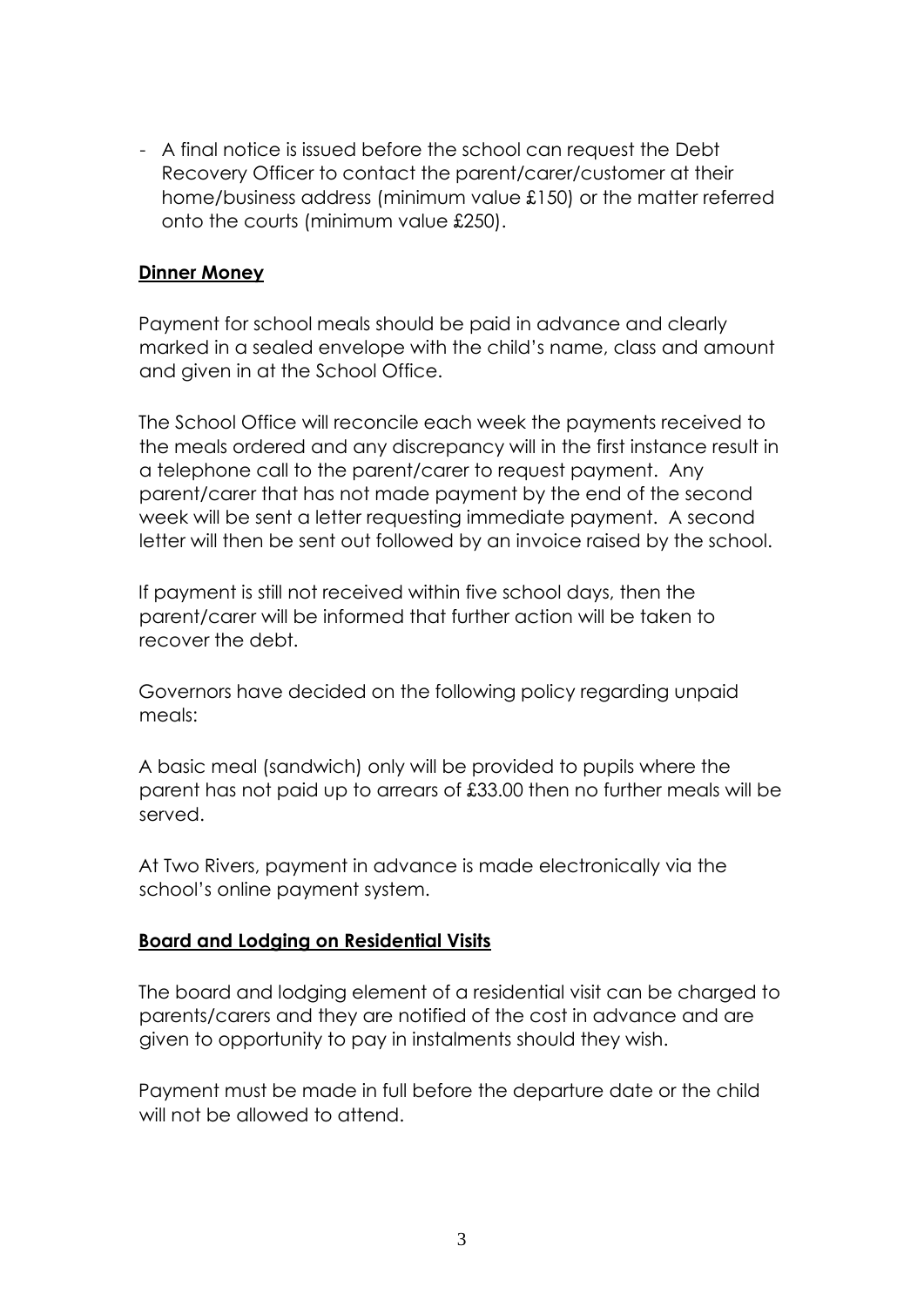- A final notice is issued before the school can request the Debt Recovery Officer to contact the parent/carer/customer at their home/business address (minimum value £150) or the matter referred onto the courts (minimum value £250).

**Dinner Money**

Payment for school meals should be paid in advance and clearly marked in a sealed envelope with the child's name, class and amount and given in at the School Office.

The School Office will reconcile each week the payments received to the meals ordered and any discrepancy will in the first instance result in a telephone call to the parent/carer to request payment. Any parent/carer that has not made payment by the end of the second week will be sent a letter requesting immediate payment. A second letter will then be sent out followed by an invoice raised by the school.

If payment is still not received within five school days, then the parent/carer will be informed that further action will be taken to recover the debt.

Governors have decided on the following policy regarding unpaid meals:

A basic meal (sandwich) only will be provided to pupils where the parent has not paid up to arrears of £33.00 then no further meals will be served.

At Two Rivers, payment in advance is made electronically via the school's online payment system.

**Board and Lodging on Residential Visits**

The board and lodging element of a residential visit can be charged to parents/carers and they are notified of the cost in advance and are given to opportunity to pay in instalments should they wish.

Payment must be made in full before the departure date or the child will not be allowed to attend.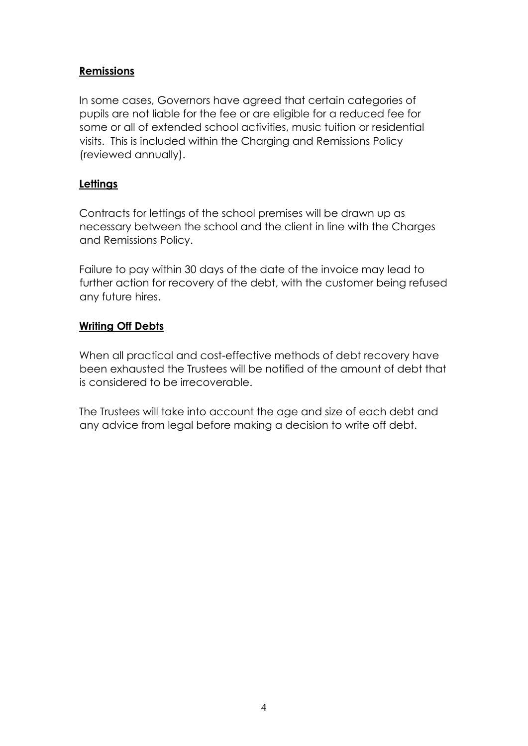## **Remissions**

In some cases, Governors have agreed that certain categories of pupils are not liable for the fee or are eligible for a reduced fee for some or all of extended school activities, music tuition or residential visits. This is included within the Charging and Remissions Policy (reviewed annually).

## **Lettings**

Contracts for lettings of the school premises will be drawn up as necessary between the school and the client in line with the Charges and Remissions Policy.

Failure to pay within 30 days of the date of the invoice may lead to further action for recovery of the debt, with the customer being refused any future hires.

## **Writing Off Debts**

When all practical and cost-effective methods of debt recovery have been exhausted the Trustees will be notified of the amount of debt that is considered to be irrecoverable.

The Trustees will take into account the age and size of each debt and any advice from legal before making a decision to write off debt.